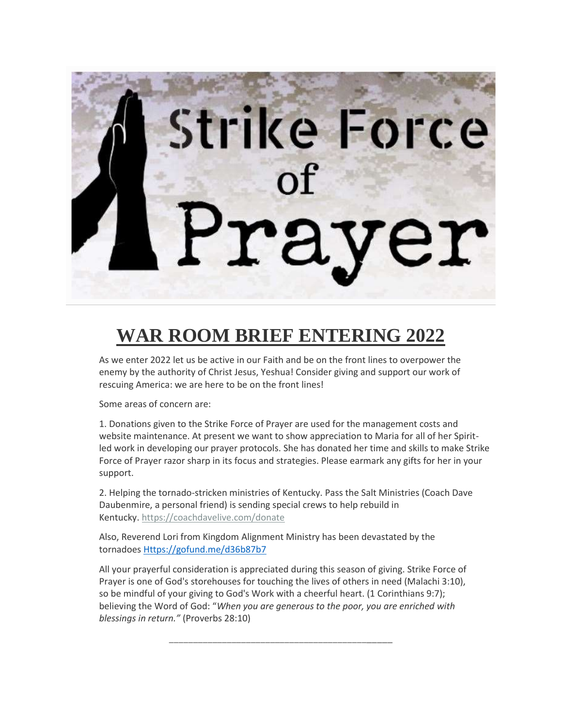# WAR ROOM BRIEF ENTERING 2022

As we enter 2022 let us be active in our Faith and be on the front lines to overpower the enemy by the authority of Christ Jesus, Yeshua! Consider giving and support our work of rescuing America: we are here to be on the front lines!

Some areas of concern are:

1. Donations given to the Strike Force of Prayer are used for the management costs and website maintenance. At present we want to show appreciation to Maria for all of her Spirit-led work in developing our prayer protocols. She has donated her time and skills to make Strike Force of Prayer razor sharp in its focus and strategies. Please earmark any gifts for her in your support.

2. Helping the tornado-stricken ministries of Kentucky. Pass the Salt Ministries (Coach Dave Daubenmire, a personal friend) is sending special crews to help rebuild in Kentucky. https://coachdavelive.com/donate

Also, Reverend Lori from Kingdom Alignment Ministry has been devastated by the tornadoes Https://gofund.me/d36b87b7

All your prayerful consideration is appreciated during this season of giving. Strike Force of Prayer is one of God's storehouses for touching the lives of others in need (Malachi 3:10), so be mindful of your giving to God's Work with a cheerful heart. (1 Corinthians 9:7); believing the Word of God: "*When you are generous to the poor, you are enriched with blessings in return."* (Proverbs 28:10)

---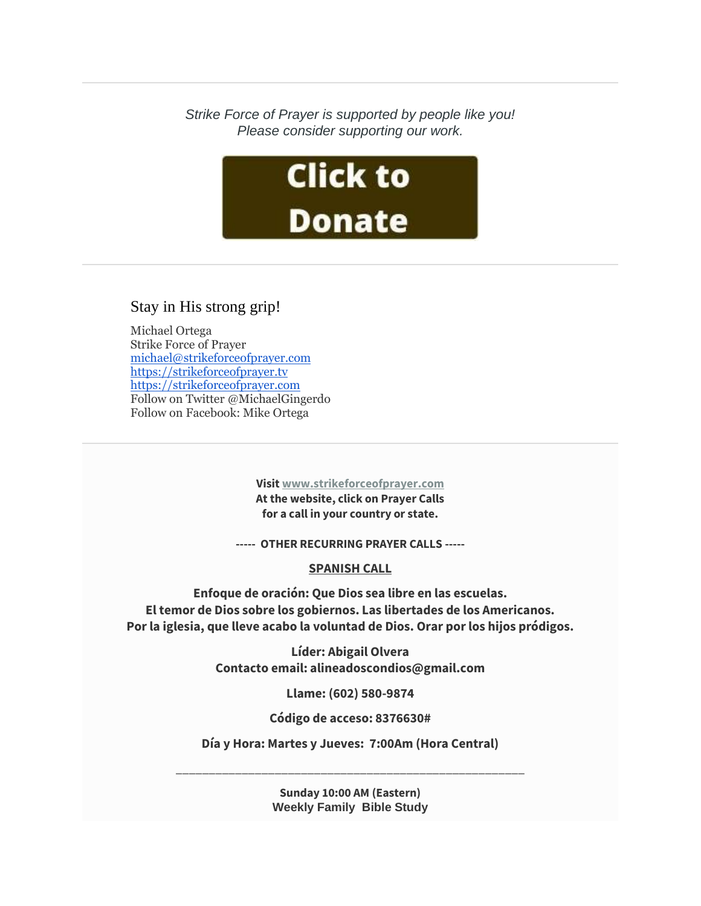---

*Strike Force of Prayer is supported by people like you!*
*Please consider supporting our work.*

**Click to Donate**

---

Stay in His strong grip!

Michael Ortega
Strike Force of Prayer
michael@strikeforceofprayer.com
https://strikeforceofprayer.tv
https://strikeforceofprayer.com
Follow on Twitter @MichaelGingerdo
Follow on Facebook: Mike Ortega

---

**Visit www.strikeforceofprayer.com**
**At the website, click on Prayer Calls**
**for a call in your country or state.**

**----- OTHER RECURRING PRAYER CALLS -----**

**SPANISH CALL**

**Enfoque de oración: Que Dios sea libre en las escuelas.**
**El temor de Dios sobre los gobiernos. Las libertades de los Americanos.**
**Por la iglesia, que lleve acabo la voluntad de Dios. Orar por los hijos pródigos.**

**Líder: Abigail Olvera**
**Contacto email: alineadoscondios@gmail.com**

**Llame: (602) 580-9874**

**Código de acceso: 8376630#**

**Día y Hora: Martes y Jueves: 7:00Am (Hora Central)**

______________________________________________________

**Sunday 10:00 AM (Eastern)**
**Weekly Family Bible Study**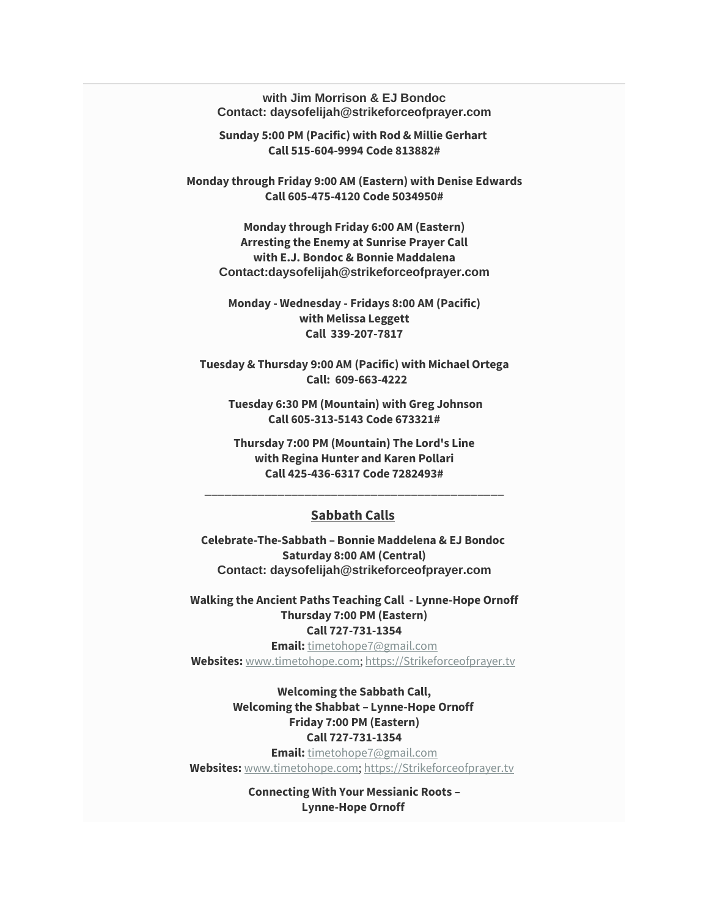**with Jim Morrison & EJ Bondoc**
**Contact: daysofelijah@strikeforceofprayer.com**

**Sunday 5:00 PM (Pacific) with Rod & Millie Gerhart**
**Call 515-604-9994 Code 813882#**

**Monday through Friday 9:00 AM (Eastern) with Denise Edwards**
**Call 605-475-4120 Code 5034950#**

**Monday through Friday 6:00 AM (Eastern)**
**Arresting the Enemy at Sunrise Prayer Call**
**with E.J. Bondoc & Bonnie Maddalena**
**Contact:daysofelijah@strikeforceofprayer.com**

**Monday - Wednesday - Fridays 8:00 AM (Pacific)**
**with Melissa Leggett**
**Call 339-207-7817**

**Tuesday & Thursday 9:00 AM (Pacific) with Michael Ortega**
**Call: 609-663-4222**

**Tuesday 6:30 PM (Mountain) with Greg Johnson**
**Call 605-313-5143 Code 673321#**

**Thursday 7:00 PM (Mountain) The Lord's Line**
**with Regina Hunter and Karen Pollari**
**Call 425-436-6317 Code 7282493#**

---

## Sabbath Calls

**Celebrate-The-Sabbath – Bonnie Maddelena & EJ Bondoc**
**Saturday 8:00 AM (Central)**
**Contact: daysofelijah@strikeforceofprayer.com**

**Walking the Ancient Paths Teaching Call - Lynne-Hope Ornoff**
**Thursday 7:00 PM (Eastern)**
**Call 727-731-1354**
**Email:** timetohope7@gmail.com
**Websites:** www.timetohope.com; https://Strikeforceofprayer.tv

**Welcoming the Sabbath Call,**
**Welcoming the Shabbat – Lynne-Hope Ornoff**
**Friday 7:00 PM (Eastern)**
**Call 727-731-1354**
**Email:** timetohope7@gmail.com
**Websites:** www.timetohope.com; https://Strikeforceofprayer.tv

**Connecting With Your Messianic Roots –**
**Lynne-Hope Ornoff**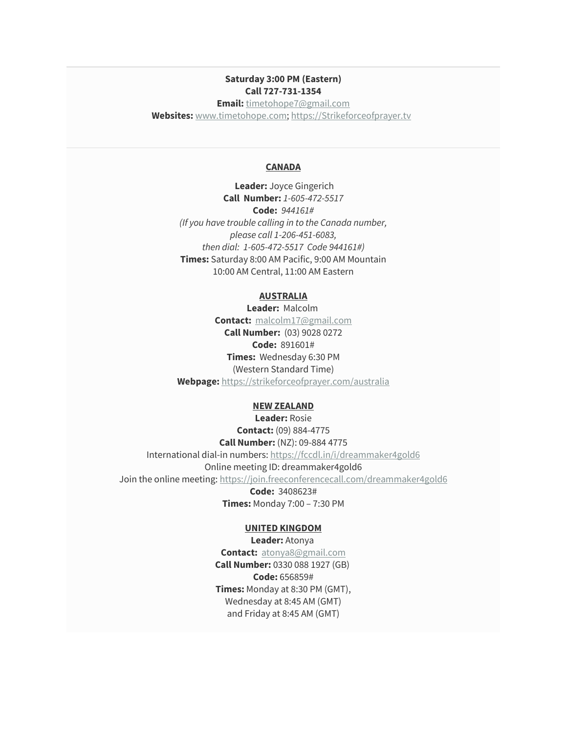**Saturday 3:00 PM (Eastern)**
**Call 727-731-1354**
**Email:** timetohope7@gmail.com
**Websites:** www.timetohope.com; https://Strikeforceofprayer.tv

---

**CANADA**

**Leader:** Joyce Gingerich
**Call Number:** *1-605-472-5517*
**Code:** *944161#*
*(If you have trouble calling in to the Canada number, please call 1-206-451-6083, then dial: 1-605-472-5517 Code 944161#)*
**Times:** Saturday 8:00 AM Pacific, 9:00 AM Mountain
10:00 AM Central, 11:00 AM Eastern

**AUSTRALIA**

**Leader:** Malcolm
**Contact:** malcolm17@gmail.com
**Call Number:** (03) 9028 0272
**Code:** 891601#
**Times:** Wednesday 6:30 PM
(Western Standard Time)
**Webpage:** https://strikeforceofprayer.com/australia

**NEW ZEALAND**

**Leader:** Rosie
**Contact:** (09) 884-4775
**Call Number:** (NZ): 09-884 4775
International dial-in numbers: https://fccdl.in/i/dreammaker4gold6
Online meeting ID: dreammaker4gold6
Join the online meeting: https://join.freeconferencecall.com/dreammaker4gold6
**Code:** 3408623#
**Times:** Monday 7:00 – 7:30 PM

**UNITED KINGDOM**

**Leader:** Atonya
**Contact:** atonya8@gmail.com
**Call Number:** 0330 088 1927 (GB)
**Code:** 656859#
**Times:** Monday at 8:30 PM (GMT),
Wednesday at 8:45 AM (GMT)
and Friday at 8:45 AM (GMT)